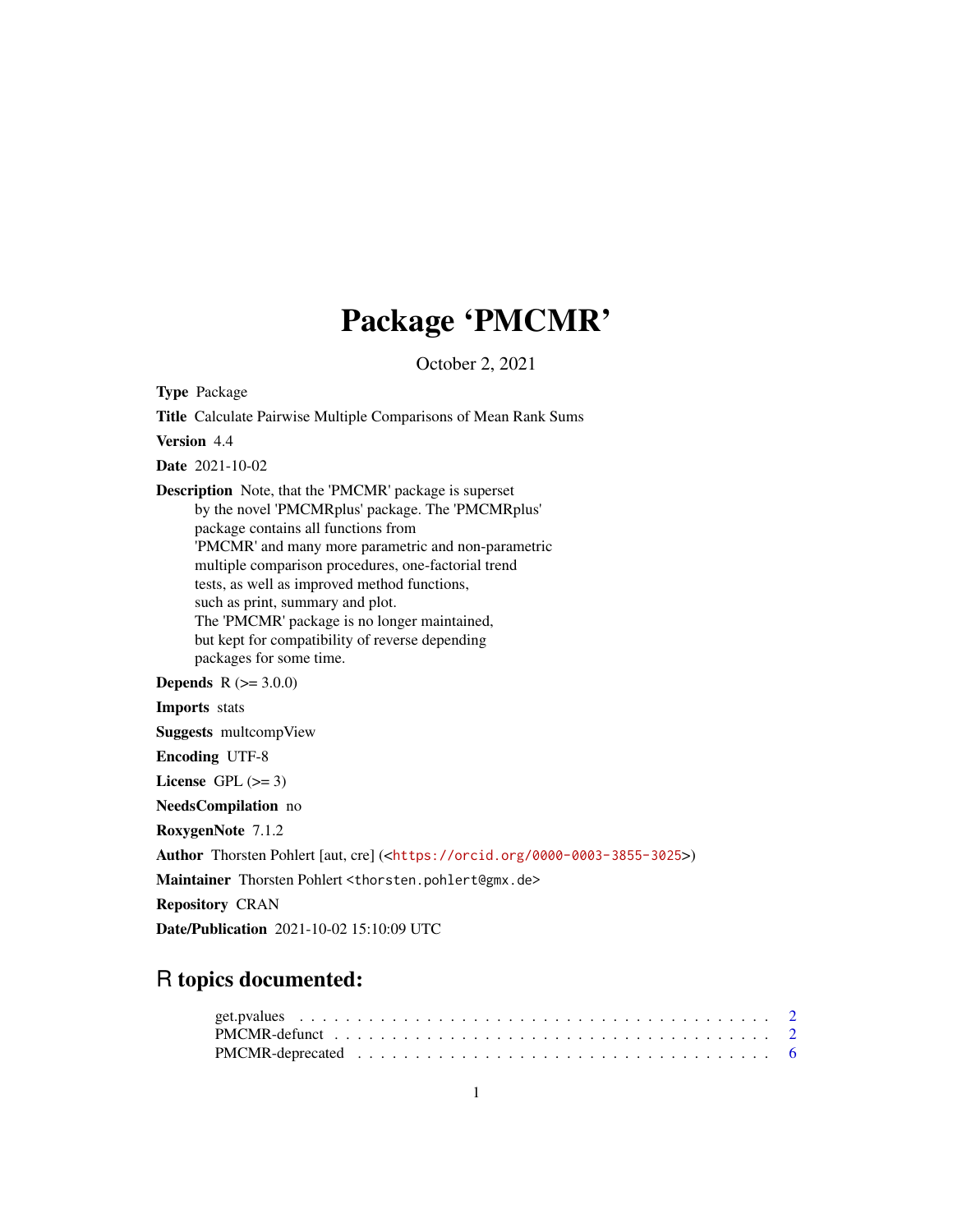# Package 'PMCMR'

October 2, 2021

**Type** Package

**Title** Calculate Pairwise Multiple Comparisons of Mean Rank Sums

**Version** 4.4

**Date** 2021-10-02

**Description** Note, that the 'PMCMR' package is superset by the novel 'PMCMRplus' package. The 'PMCMRplus' package contains all functions from 'PMCMR' and many more parametric and non-parametric multiple comparison procedures, one-factorial trend tests, as well as improved method functions, such as print, summary and plot. The 'PMCMR' package is no longer maintained, but kept for compatibility of reverse depending packages for some time.

**Depends** R (>= 3.0.0)

**Imports** stats

**Suggests** multcompView

**Encoding** UTF-8

**License** GPL (>= 3)

**NeedsCompilation** no

**RoxygenNote** 7.1.2

**Author** Thorsten Pohlert [aut, cre] (<https://orcid.org/0000-0003-3855-3025>)

**Maintainer** Thorsten Pohlert <thorsten.pohlert@gmx.de>

**Repository** CRAN

**Date/Publication** 2021-10-02 15:10:09 UTC

## R topics documented:

get.pvalues . . . . . . . . . . . . . . . . . . . . . . . . . . . . . . . . . . . . . . . . 2
PMCMR-defunct . . . . . . . . . . . . . . . . . . . . . . . . . . . . . . . . . . . . . . 2
PMCMR-deprecated . . . . . . . . . . . . . . . . . . . . . . . . . . . . . . . . . . . . 6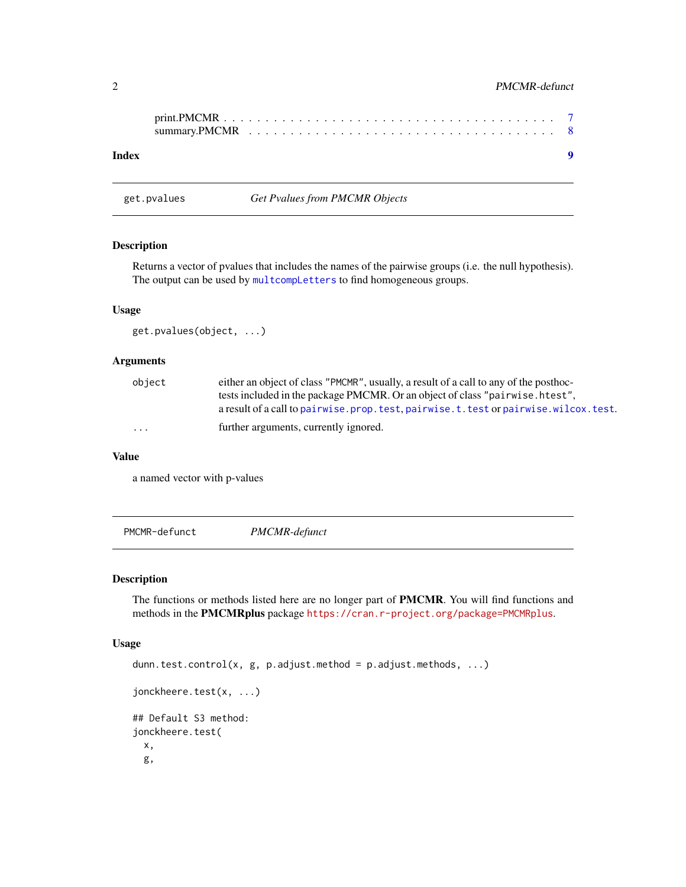print.PMCMR . . . . . . . . . . . . . . . . . . . . . . . . . . . . . . . . . . . . . . 7
summary.PMCMR . . . . . . . . . . . . . . . . . . . . . . . . . . . . . . . . . . . . 8

**Index** **9**

---

## get.pvalues *Get Pvalues from PMCMR Objects*

---

### Description

Returns a vector of pvalues that includes the names of the pairwise groups (i.e. the null hypothesis). The output can be used by `multcompLetters` to find homogeneous groups.

### Usage

```
get.pvalues(object, ...)
```

### Arguments

| | |
|---|---|
| `object` | either an object of class "PMCMR", usually, a result of a call to any of the posthoc-tests included in the package PMCMR. Or an object of class "pairwise.htest", a result of a call to `pairwise.prop.test`, `pairwise.t.test` or `pairwise.wilcox.test`. |
| `...` | further arguments, currently ignored. |

### Value

a named vector with p-values

---

## PMCMR-defunct *PMCMR-defunct*

---

### Description

The functions or methods listed here are no longer part of **PMCMR**. You will find functions and methods in the **PMCMRplus** package `https://cran.r-project.org/package=PMCMRplus`.

### Usage

```
dunn.test.control(x, g, p.adjust.method = p.adjust.methods, ...)

jonckheere.test(x, ...)

## Default S3 method:
jonckheere.test(
  x,
  g,
```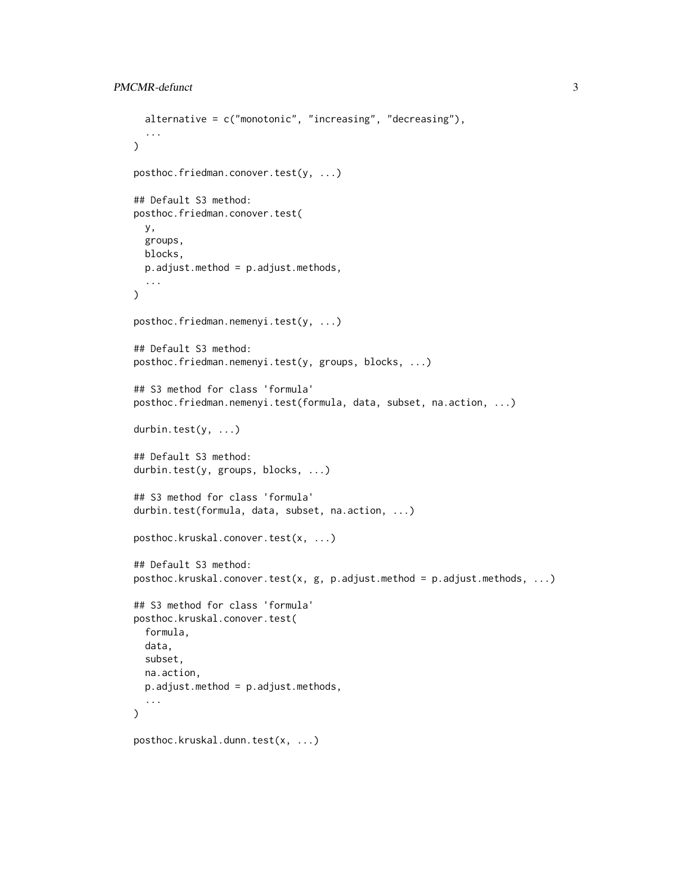```
  alternative = c("monotonic", "increasing", "decreasing"),
  ...
)

posthoc.friedman.conover.test(y, ...)

## Default S3 method:
posthoc.friedman.conover.test(
  y,
  groups,
  blocks,
  p.adjust.method = p.adjust.methods,
  ...
)

posthoc.friedman.nemenyi.test(y, ...)

## Default S3 method:
posthoc.friedman.nemenyi.test(y, groups, blocks, ...)

## S3 method for class 'formula'
posthoc.friedman.nemenyi.test(formula, data, subset, na.action, ...)

durbin.test(y, ...)

## Default S3 method:
durbin.test(y, groups, blocks, ...)

## S3 method for class 'formula'
durbin.test(formula, data, subset, na.action, ...)

posthoc.kruskal.conover.test(x, ...)

## Default S3 method:
posthoc.kruskal.conover.test(x, g, p.adjust.method = p.adjust.methods, ...)

## S3 method for class 'formula'
posthoc.kruskal.conover.test(
  formula,
  data,
  subset,
  na.action,
  p.adjust.method = p.adjust.methods,
  ...
)

posthoc.kruskal.dunn.test(x, ...)
```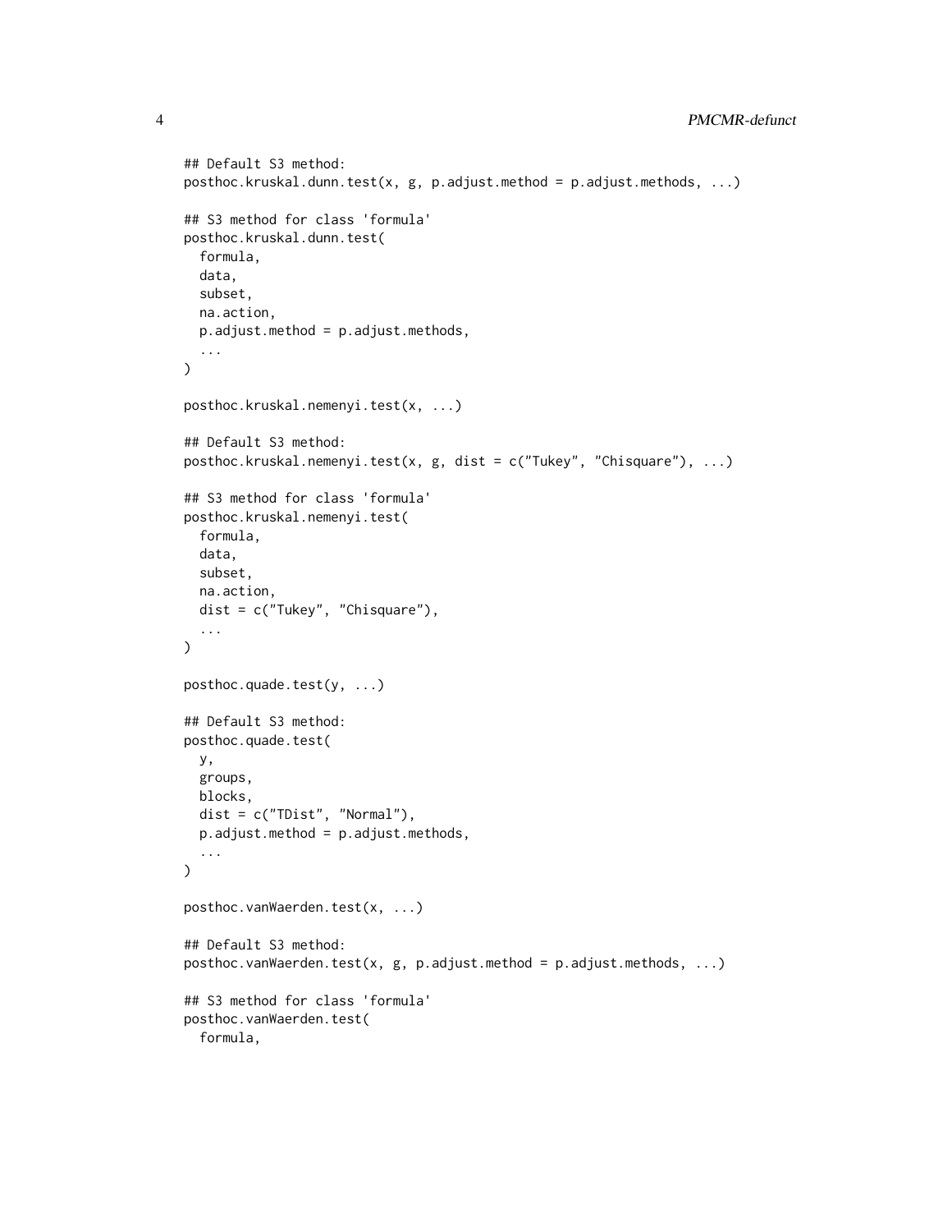```
## Default S3 method:
posthoc.kruskal.dunn.test(x, g, p.adjust.method = p.adjust.methods, ...)

## S3 method for class 'formula'
posthoc.kruskal.dunn.test(
  formula,
  data,
  subset,
  na.action,
  p.adjust.method = p.adjust.methods,
  ...
)

posthoc.kruskal.nemenyi.test(x, ...)

## Default S3 method:
posthoc.kruskal.nemenyi.test(x, g, dist = c("Tukey", "Chisquare"), ...)

## S3 method for class 'formula'
posthoc.kruskal.nemenyi.test(
  formula,
  data,
  subset,
  na.action,
  dist = c("Tukey", "Chisquare"),
  ...
)

posthoc.quade.test(y, ...)

## Default S3 method:
posthoc.quade.test(
  y,
  groups,
  blocks,
  dist = c("TDist", "Normal"),
  p.adjust.method = p.adjust.methods,
  ...
)

posthoc.vanWaerden.test(x, ...)

## Default S3 method:
posthoc.vanWaerden.test(x, g, p.adjust.method = p.adjust.methods, ...)

## S3 method for class 'formula'
posthoc.vanWaerden.test(
  formula,
```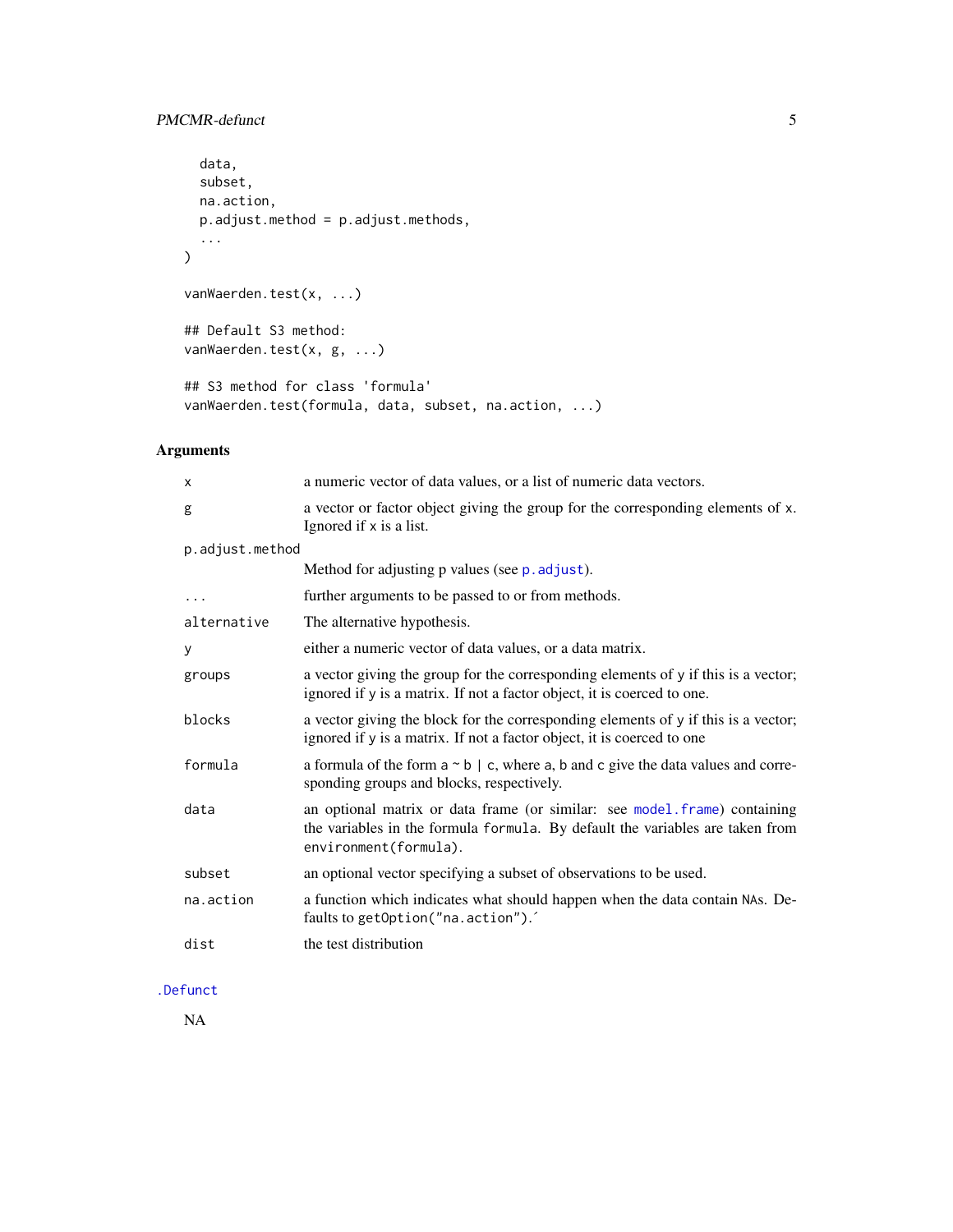```
  data,
  subset,
  na.action,
  p.adjust.method = p.adjust.methods,
  ...
)

vanWaerden.test(x, ...)

## Default S3 method:
vanWaerden.test(x, g, ...)

## S3 method for class 'formula'
vanWaerden.test(formula, data, subset, na.action, ...)
```

## Arguments

| | |
|---|---|
| `x` | a numeric vector of data values, or a list of numeric data vectors. |
| `g` | a vector or factor object giving the group for the corresponding elements of `x`. Ignored if `x` is a list. |
| `p.adjust.method` | Method for adjusting p values (see `p.adjust`). |
| `...` | further arguments to be passed to or from methods. |
| `alternative` | The alternative hypothesis. |
| `y` | either a numeric vector of data values, or a data matrix. |
| `groups` | a vector giving the group for the corresponding elements of `y` if this is a vector; ignored if `y` is a matrix. If not a factor object, it is coerced to one. |
| `blocks` | a vector giving the block for the corresponding elements of `y` if this is a vector; ignored if `y` is a matrix. If not a factor object, it is coerced to one |
| `formula` | a formula of the form `a ~ b | c`, where `a`, `b` and `c` give the data values and corresponding groups and blocks, respectively. |
| `data` | an optional matrix or data frame (or similar: see `model.frame`) containing the variables in the formula `formula`. By default the variables are taken from `environment(formula)`. |
| `subset` | an optional vector specifying a subset of observations to be used. |
| `na.action` | a function which indicates what should happen when the data contain `NA`s. Defaults to `getOption("na.action")`.´ |
| `dist` | the test distribution |

`.Defunct`

NA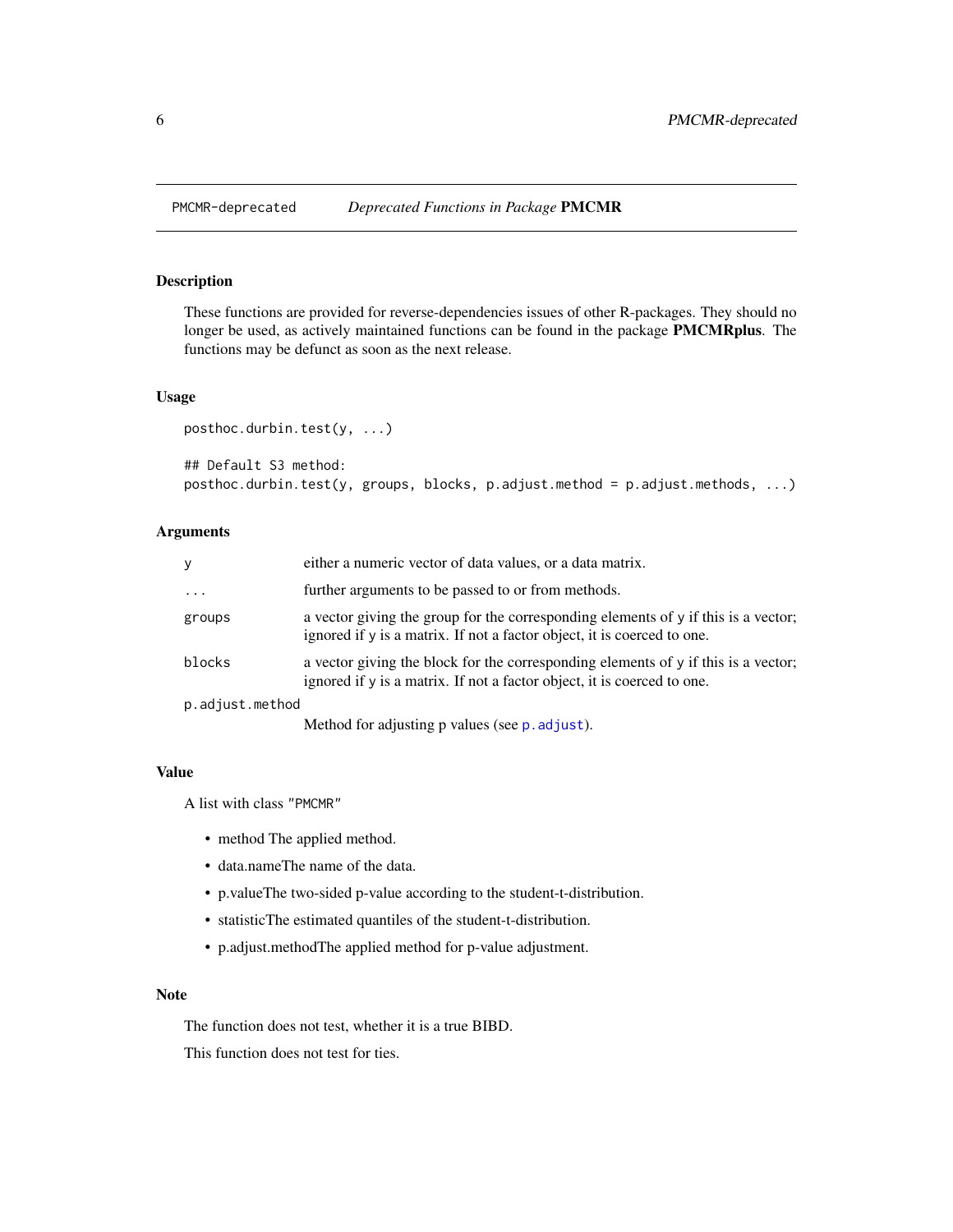PMCMR-deprecated *Deprecated Functions in Package* **PMCMR**

## Description

These functions are provided for reverse-dependencies issues of other R-packages. They should no longer be used, as actively maintained functions can be found in the package **PMCMRplus**. The functions may be defunct as soon as the next release.

## Usage

```
posthoc.durbin.test(y, ...)

## Default S3 method:
posthoc.durbin.test(y, groups, blocks, p.adjust.method = p.adjust.methods, ...)
```

## Arguments

| | |
|---|---|
| y | either a numeric vector of data values, or a data matrix. |
| ... | further arguments to be passed to or from methods. |
| groups | a vector giving the group for the corresponding elements of y if this is a vector; ignored if y is a matrix. If not a factor object, it is coerced to one. |
| blocks | a vector giving the block for the corresponding elements of y if this is a vector; ignored if y is a matrix. If not a factor object, it is coerced to one. |
| p.adjust.method | Method for adjusting p values (see p.adjust). |

## Value

A list with class "PMCMR"

- method The applied method.
- data.nameThe name of the data.
- p.valueThe two-sided p-value according to the student-t-distribution.
- statisticThe estimated quantiles of the student-t-distribution.
- p.adjust.methodThe applied method for p-value adjustment.

## Note

The function does not test, whether it is a true BIBD.

This function does not test for ties.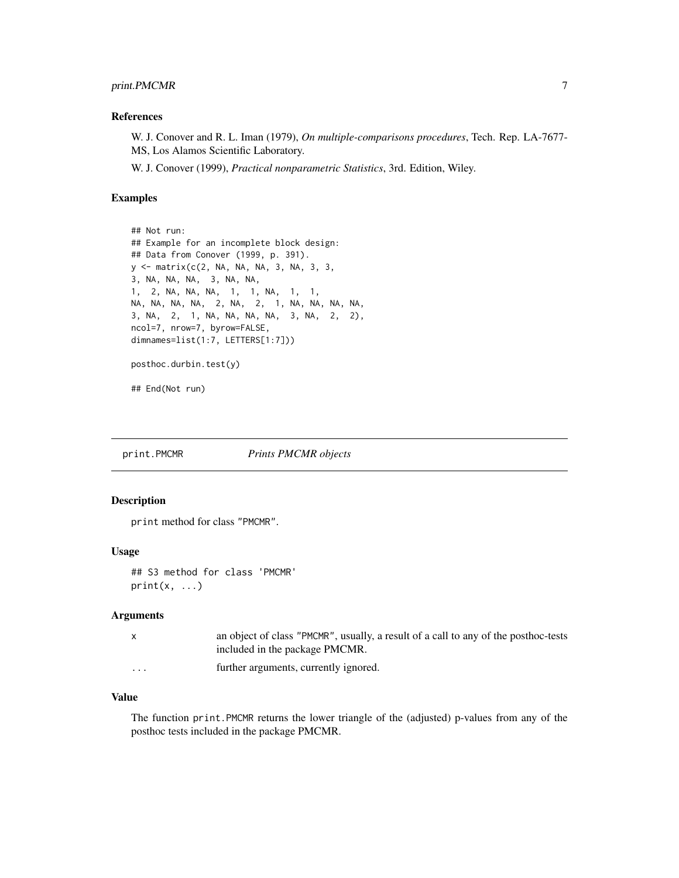### References

W. J. Conover and R. L. Iman (1979), *On multiple-comparisons procedures*, Tech. Rep. LA-7677-MS, Los Alamos Scientific Laboratory.

W. J. Conover (1999), *Practical nonparametric Statistics*, 3rd. Edition, Wiley.

### Examples

```
## Not run:
## Example for an incomplete block design:
## Data from Conover (1999, p. 391).
y <- matrix(c(2, NA, NA, NA, 3, NA, 3, 3,
3, NA, NA, NA,  3, NA, NA,
1,  2, NA, NA, NA,  1,  1, NA,  1,  1,
NA, NA, NA, NA,  2, NA,  2,  1, NA, NA, NA, NA,
3, NA,  2,  1, NA, NA, NA, NA,  3, NA,  2,  2),
ncol=7, nrow=7, byrow=FALSE,
dimnames=list(1:7, LETTERS[1:7]))

posthoc.durbin.test(y)

## End(Not run)
```

## print.PMCMR *Prints PMCMR objects*

### Description

print method for class "PMCMR".

### Usage

```
## S3 method for class 'PMCMR'
print(x, ...)
```

### Arguments

| | |
|---|---|
| x | an object of class "PMCMR", usually, a result of a call to any of the posthoc-tests included in the package PMCMR. |
| ... | further arguments, currently ignored. |

### Value

The function print.PMCMR returns the lower triangle of the (adjusted) p-values from any of the posthoc tests included in the package PMCMR.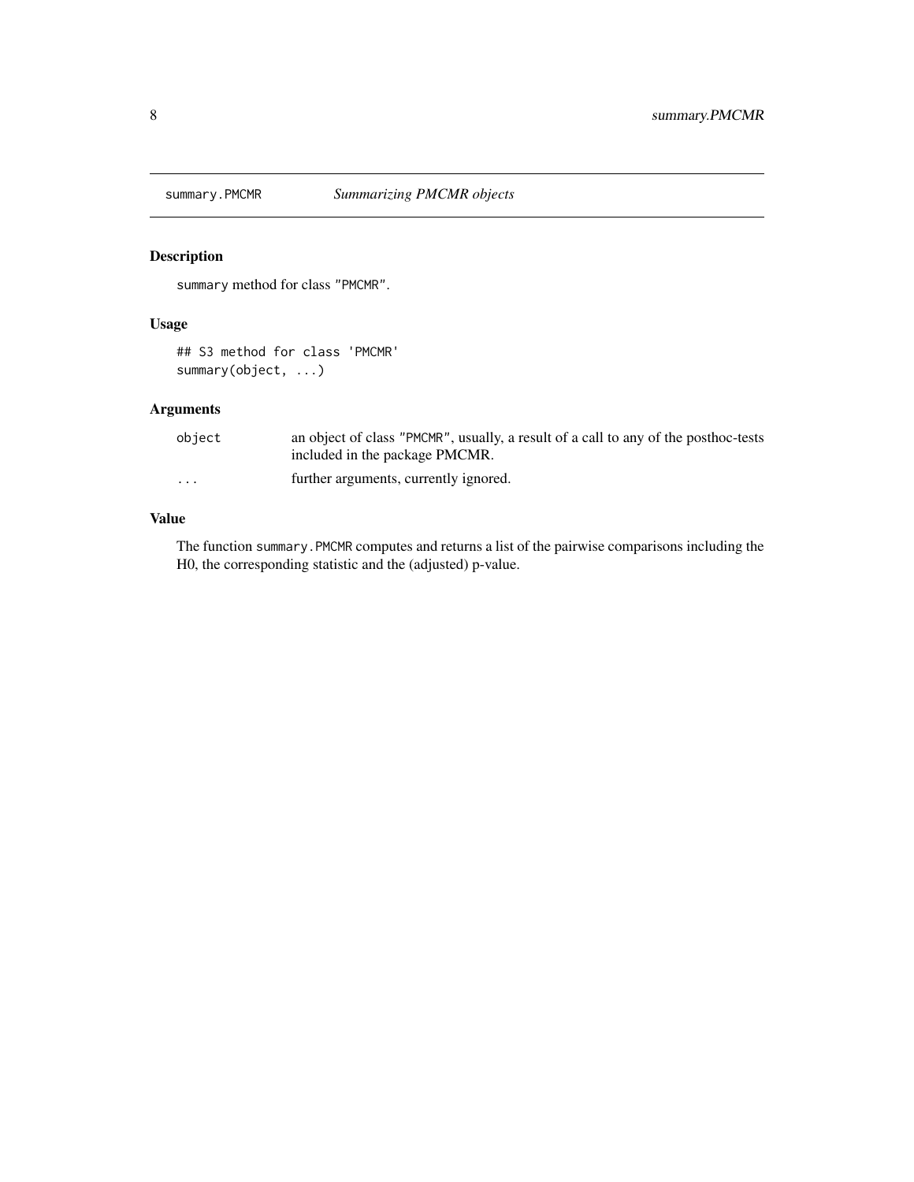# summary.PMCMR *Summarizing PMCMR objects*

## Description

`summary` method for class `"PMCMR"`.

## Usage

```
## S3 method for class 'PMCMR'
summary(object, ...)
```

## Arguments

| | |
|---|---|
| `object` | an object of class `"PMCMR"`, usually, a result of a call to any of the posthoc-tests included in the package PMCMR. |
| `...` | further arguments, currently ignored. |

## Value

The function `summary.PMCMR` computes and returns a list of the pairwise comparisons including the H0, the corresponding statistic and the (adjusted) p-value.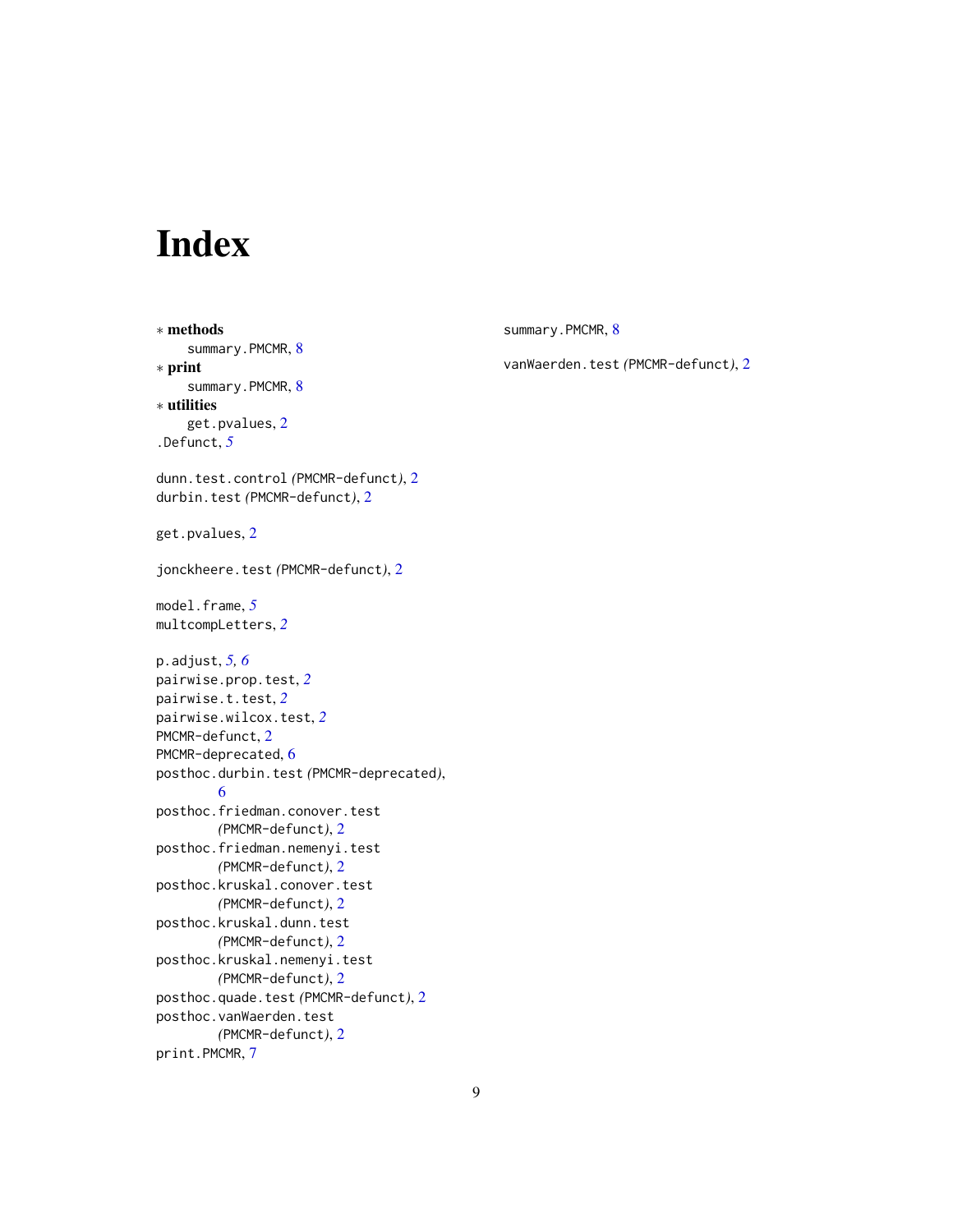# Index

∗ **methods**
  summary.PMCMR, 8
∗ **print**
  summary.PMCMR, 8
∗ **utilities**
  get.pvalues, 2
.Defunct, *5*

dunn.test.control *(*PMCMR-defunct*)*, 2
durbin.test *(*PMCMR-defunct*)*, 2

get.pvalues, 2

jonckheere.test *(*PMCMR-defunct*)*, 2

model.frame, *5*
multcompLetters, *2*

p.adjust, *5, 6*
pairwise.prop.test, *2*
pairwise.t.test, *2*
pairwise.wilcox.test, *2*
PMCMR-defunct, 2
PMCMR-deprecated, 6
posthoc.durbin.test *(*PMCMR-deprecated*)*, 6
posthoc.friedman.conover.test *(*PMCMR-defunct*)*, 2
posthoc.friedman.nemenyi.test *(*PMCMR-defunct*)*, 2
posthoc.kruskal.conover.test *(*PMCMR-defunct*)*, 2
posthoc.kruskal.dunn.test *(*PMCMR-defunct*)*, 2
posthoc.kruskal.nemenyi.test *(*PMCMR-defunct*)*, 2
posthoc.quade.test *(*PMCMR-defunct*)*, 2
posthoc.vanWaerden.test *(*PMCMR-defunct*)*, 2
print.PMCMR, 7

summary.PMCMR, 8

vanWaerden.test *(*PMCMR-defunct*)*, 2